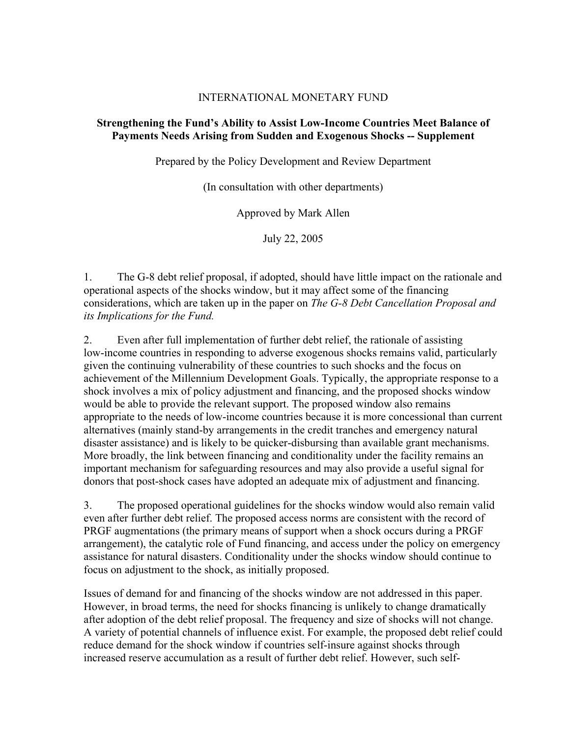INTERNATIONAL MONETARY FUND

**Strengthening the Fund's Ability to Assist Low-Income Countries Meet Balance of Payments Needs Arising from Sudden and Exogenous Shocks -- Supplement**

Prepared by the Policy Development and Review Department

(In consultation with other departments)

Approved by Mark Allen

July 22, 2005

1. The G-8 debt relief proposal, if adopted, should have little impact on the rationale and operational aspects of the shocks window, but it may affect some of the financing considerations, which are taken up in the paper on *The G-8 Debt Cancellation Proposal and its Implications for the Fund.*

2. Even after full implementation of further debt relief, the rationale of assisting low-income countries in responding to adverse exogenous shocks remains valid, particularly given the continuing vulnerability of these countries to such shocks and the focus on achievement of the Millennium Development Goals. Typically, the appropriate response to a shock involves a mix of policy adjustment and financing, and the proposed shocks window would be able to provide the relevant support. The proposed window also remains appropriate to the needs of low-income countries because it is more concessional than current alternatives (mainly stand-by arrangements in the credit tranches and emergency natural disaster assistance) and is likely to be quicker-disbursing than available grant mechanisms. More broadly, the link between financing and conditionality under the facility remains an important mechanism for safeguarding resources and may also provide a useful signal for donors that post-shock cases have adopted an adequate mix of adjustment and financing.

3. The proposed operational guidelines for the shocks window would also remain valid even after further debt relief. The proposed access norms are consistent with the record of PRGF augmentations (the primary means of support when a shock occurs during a PRGF arrangement), the catalytic role of Fund financing, and access under the policy on emergency assistance for natural disasters. Conditionality under the shocks window should continue to focus on adjustment to the shock, as initially proposed.

Issues of demand for and financing of the shocks window are not addressed in this paper. However, in broad terms, the need for shocks financing is unlikely to change dramatically after adoption of the debt relief proposal. The frequency and size of shocks will not change. A variety of potential channels of influence exist. For example, the proposed debt relief could reduce demand for the shock window if countries self-insure against shocks through increased reserve accumulation as a result of further debt relief. However, such self-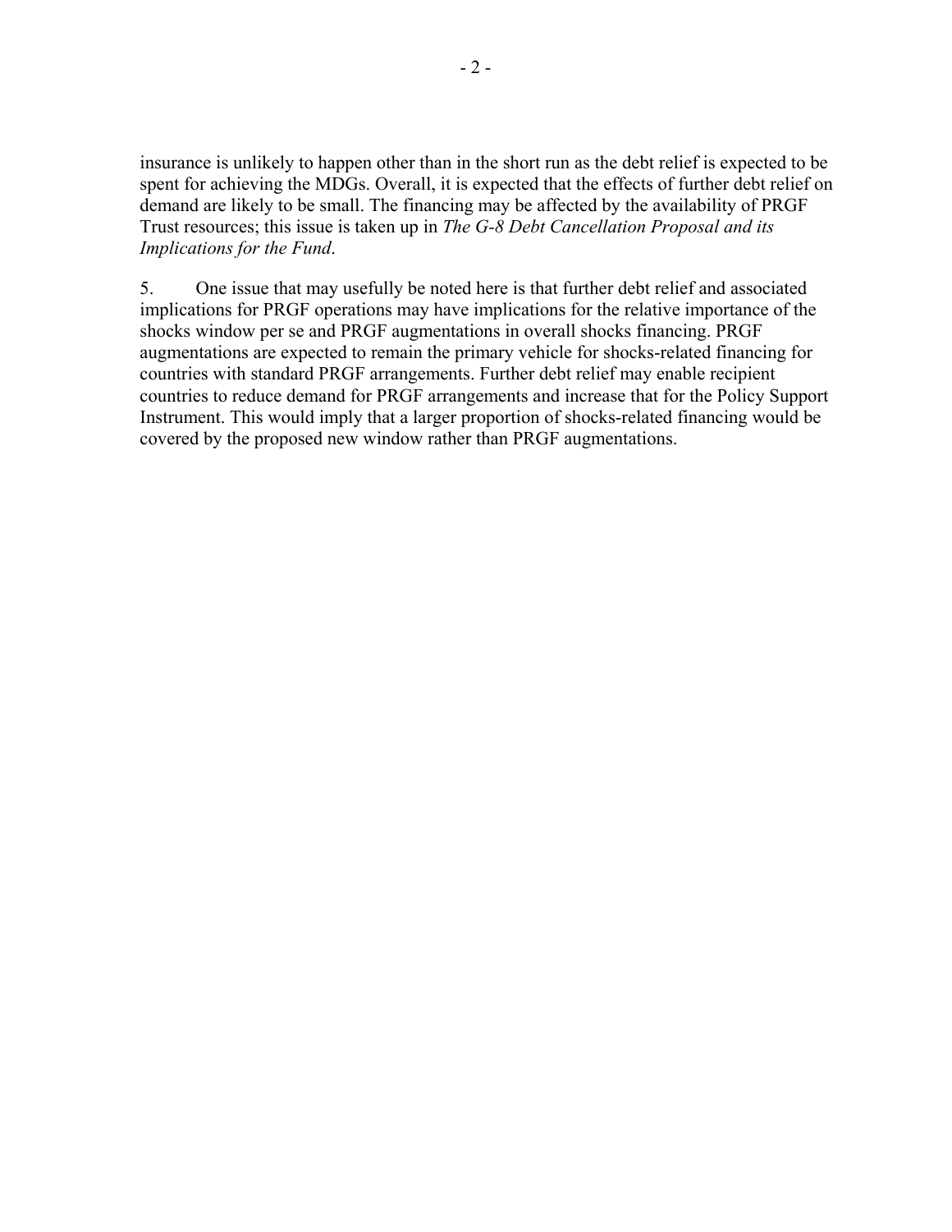insurance is unlikely to happen other than in the short run as the debt relief is expected to be spent for achieving the MDGs. Overall, it is expected that the effects of further debt relief on demand are likely to be small. The financing may be affected by the availability of PRGF Trust resources; this issue is taken up in *The G-8 Debt Cancellation Proposal and its Implications for the Fund*.

5. One issue that may usefully be noted here is that further debt relief and associated implications for PRGF operations may have implications for the relative importance of the shocks window per se and PRGF augmentations in overall shocks financing. PRGF augmentations are expected to remain the primary vehicle for shocks-related financing for countries with standard PRGF arrangements. Further debt relief may enable recipient countries to reduce demand for PRGF arrangements and increase that for the Policy Support Instrument. This would imply that a larger proportion of shocks-related financing would be covered by the proposed new window rather than PRGF augmentations.